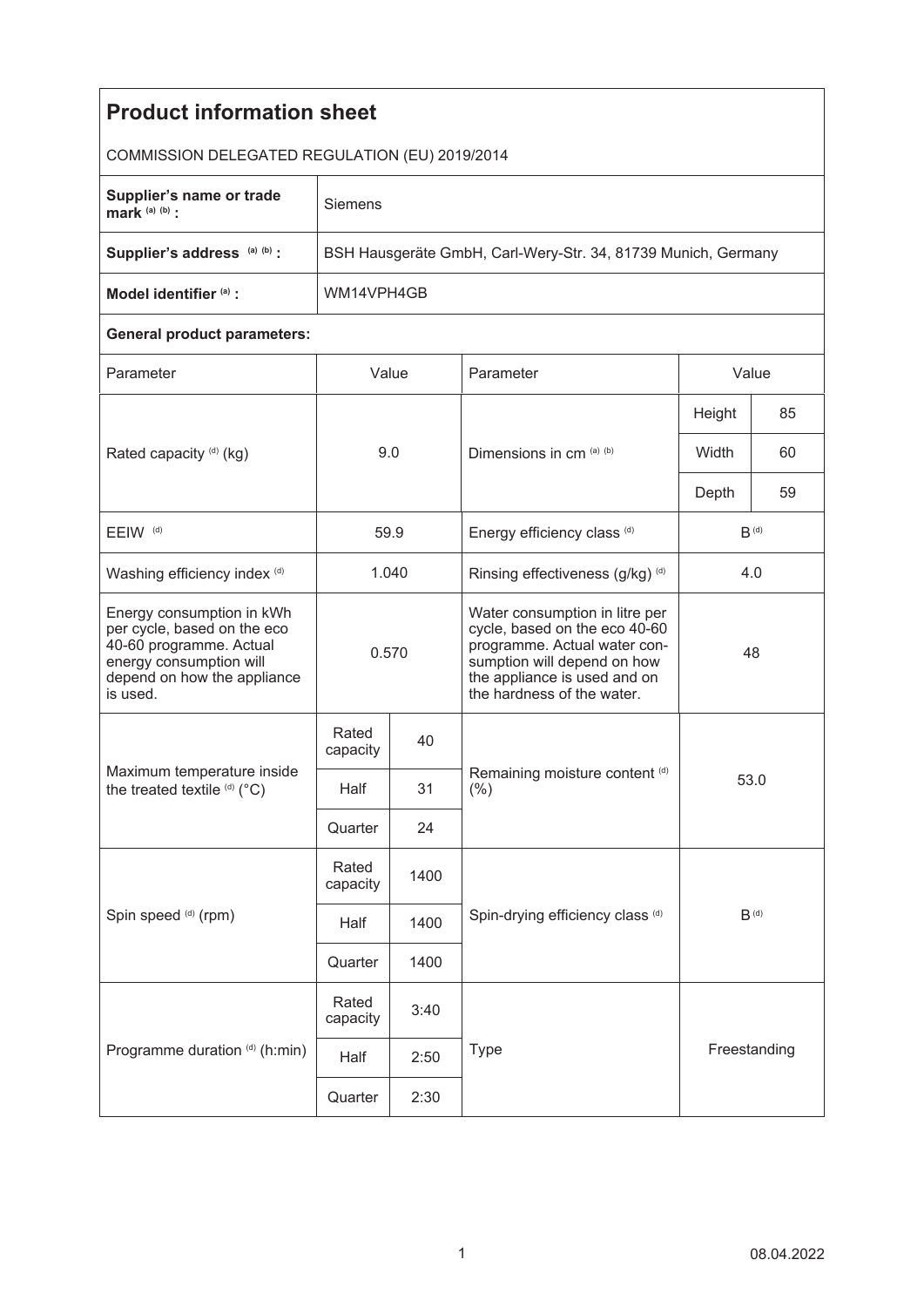## Product information sheet

COMMISSION DELEGATED REGULATION (EU) 2019/2014

| | |
|---|---|
| **Supplier's name or trade mark** [(a) (b)] **:** | Siemens |
| **Supplier's address** [(a) (b)] **:** | BSH Hausgeräte GmbH, Carl-Wery-Str. 34, 81739 Munich, Germany |
| **Model identifier** [(a)] **:** | WM14VPH4GB |

**General product parameters:**

| Parameter | Value | | Parameter | Value | |
|---|---|---|---|---|---|
| Rated capacity [(d)] (kg) | 9.0 | | Dimensions in cm [(a) (b)] | Height | 85 |
| | | | | Width | 60 |
| | | | | Depth | 59 |
| EEIW [(d)] | 59.9 | | Energy efficiency class [(d)] | B [(d)] | |
| Washing efficiency index [(d)] | 1.040 | | Rinsing effectiveness (g/kg) [(d)] | 4.0 | |
| Energy consumption in kWh per cycle, based on the eco 40-60 programme. Actual energy consumption will depend on how the appliance is used. | 0.570 | | Water consumption in litre per cycle, based on the eco 40-60 programme. Actual water consumption will depend on how the appliance is used and on the hardness of the water. | 48 | |
| Maximum temperature inside the treated textile [(d)] (°C) | Rated capacity | 40 | Remaining moisture content [(d)] (%) | 53.0 | |
| | Half | 31 | | | |
| | Quarter | 24 | | | |
| Spin speed [(d)] (rpm) | Rated capacity | 1400 | Spin-drying efficiency class [(d)] | B [(d)] | |
| | Half | 1400 | | | |
| | Quarter | 1400 | | | |
| Programme duration [(d)] (h:min) | Rated capacity | 3:40 | Type | Freestanding | |
| | Half | 2:50 | | | |
| | Quarter | 2:30 | | | |

08.04.2022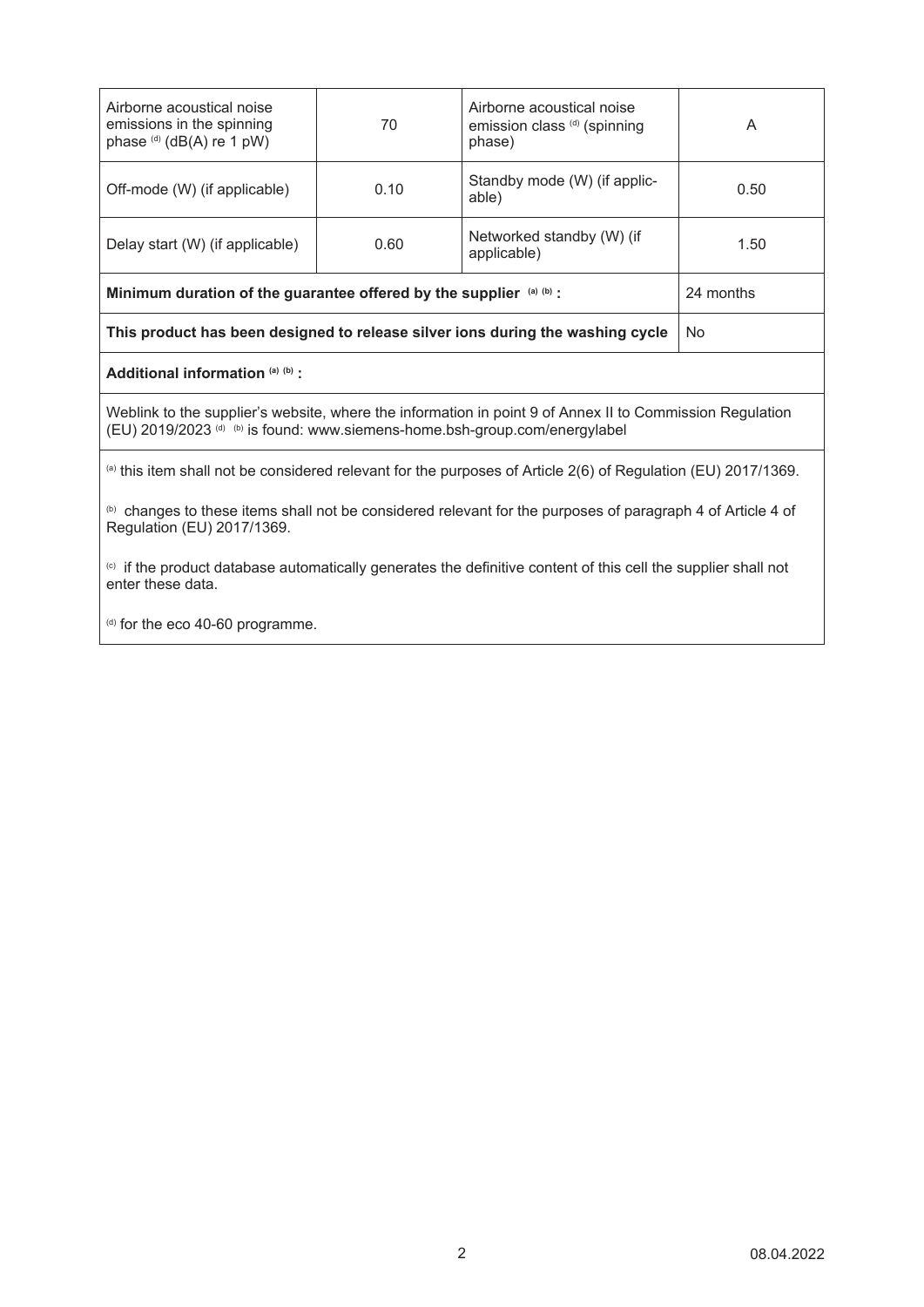| | | | |
|---|---|---|---|
| Airborne acoustical noise emissions in the spinning phase [d] (dB(A) re 1 pW) | 70 | Airborne acoustical noise emission class [d] (spinning phase) | A |
| Off-mode (W) (if applicable) | 0.10 | Standby mode (W) (if applicable) | 0.50 |
| Delay start (W) (if applicable) | 0.60 | Networked standby (W) (if applicable) | 1.50 |
| **Minimum duration of the guarantee offered by the supplier** [(a) (b)] **:** | | | 24 months |
| **This product has been designed to release silver ions during the washing cycle** | | | No |
| **Additional information** [(a) (b)] **:** | | | |
| Weblink to the supplier's website, where the information in point 9 of Annex II to Commission Regulation (EU) 2019/2023 [(d) (b)] is found: www.siemens-home.bsh-group.com/energylabel | | | |

[(a)] this item shall not be considered relevant for the purposes of Article 2(6) of Regulation (EU) 2017/1369.

[(b)] changes to these items shall not be considered relevant for the purposes of paragraph 4 of Article 4 of Regulation (EU) 2017/1369.

[(c)] if the product database automatically generates the definitive content of this cell the supplier shall not enter these data.

[(d)] for the eco 40-60 programme.

08.04.2022